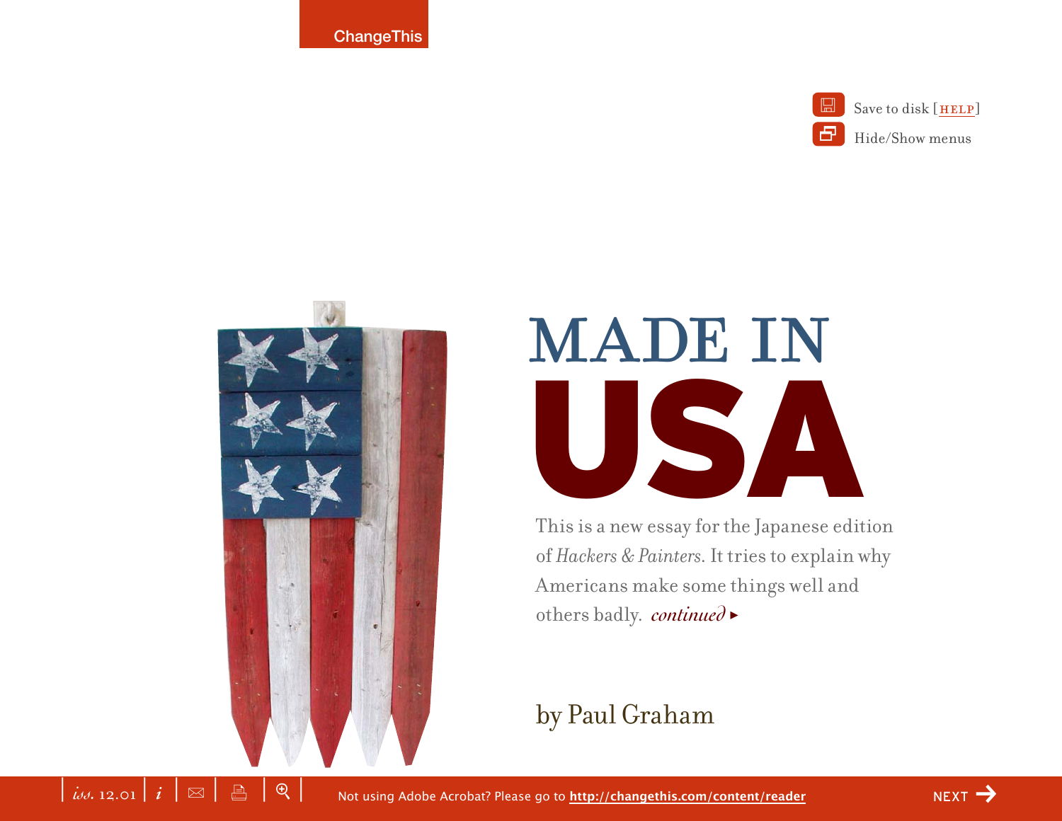# MADE IN USA

This is a new essay for the Japanese edition of *Hackers & Painters*. It tries to explain why Americans make some things well and others badly. *continued* ▸

by Paul Graham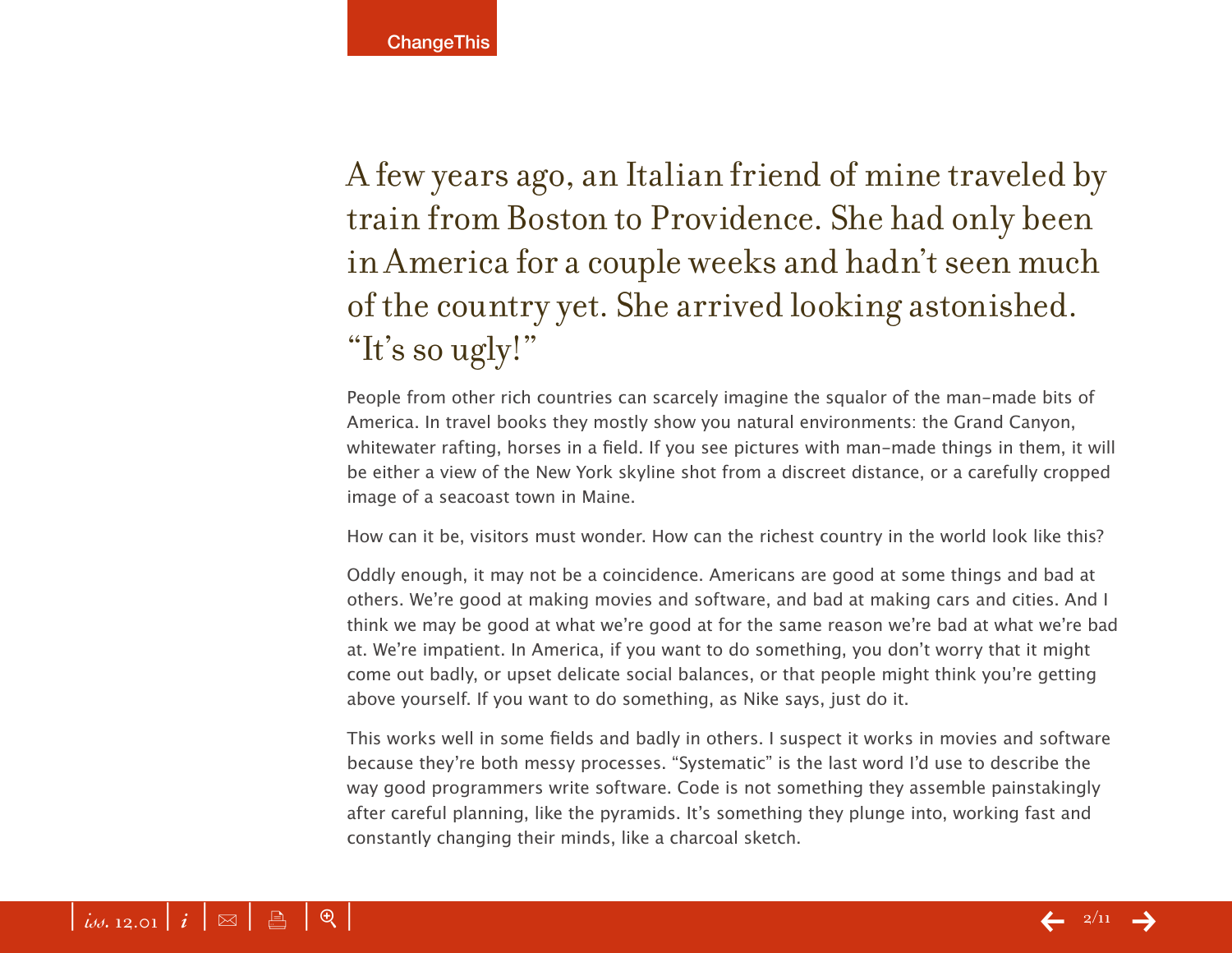A few years ago, an Italian friend of mine traveled by train from Boston to Providence. She had only been in America for a couple weeks and hadn't seen much of the country yet. She arrived looking astonished. "It's so ugly!"

People from other rich countries can scarcely imagine the squalor of the man-made bits of America. In travel books they mostly show you natural environments: the Grand Canyon, whitewater rafting, horses in a field. If you see pictures with man-made things in them, it will be either a view of the New York skyline shot from a discreet distance, or a carefully cropped image of a seacoast town in Maine.

How can it be, visitors must wonder. How can the richest country in the world look like this?

Oddly enough, it may not be a coincidence. Americans are good at some things and bad at others. We're good at making movies and software, and bad at making cars and cities. And I think we may be good at what we're good at for the same reason we're bad at what we're bad at. We're impatient. In America, if you want to do something, you don't worry that it might come out badly, or upset delicate social balances, or that people might think you're getting above yourself. If you want to do something, as Nike says, just do it.

This works well in some fields and badly in others. I suspect it works in movies and software because they're both messy processes. "Systematic" is the last word I'd use to describe the way good programmers write software. Code is not something they assemble painstakingly after careful planning, like the pyramids. It's something they plunge into, working fast and constantly changing their minds, like a charcoal sketch.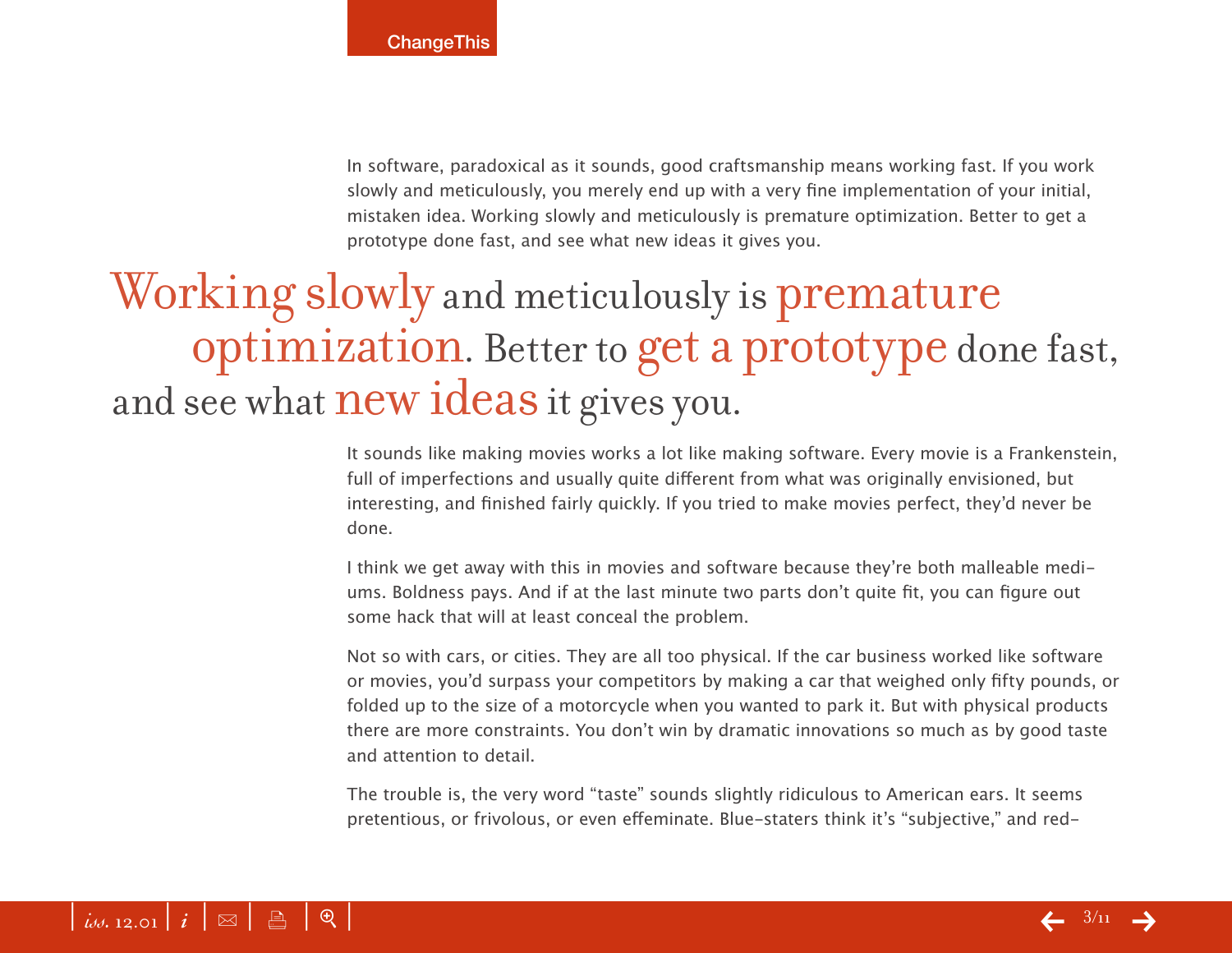In software, paradoxical as it sounds, good craftsmanship means working fast. If you work slowly and meticulously, you merely end up with a very fine implementation of your initial, mistaken idea. Working slowly and meticulously is premature optimization. Better to get a prototype done fast, and see what new ideas it gives you.

> Working slowly and meticulously is premature optimization. Better to get a prototype done fast, and see what new ideas it gives you.

It sounds like making movies works a lot like making software. Every movie is a Frankenstein, full of imperfections and usually quite different from what was originally envisioned, but interesting, and finished fairly quickly. If you tried to make movies perfect, they'd never be done.

I think we get away with this in movies and software because they're both malleable mediums. Boldness pays. And if at the last minute two parts don't quite fit, you can figure out some hack that will at least conceal the problem.

Not so with cars, or cities. They are all too physical. If the car business worked like software or movies, you'd surpass your competitors by making a car that weighed only fifty pounds, or folded up to the size of a motorcycle when you wanted to park it. But with physical products there are more constraints. You don't win by dramatic innovations so much as by good taste and attention to detail.

The trouble is, the very word "taste" sounds slightly ridiculous to American ears. It seems pretentious, or frivolous, or even effeminate. Blue-staters think it's "subjective," and red-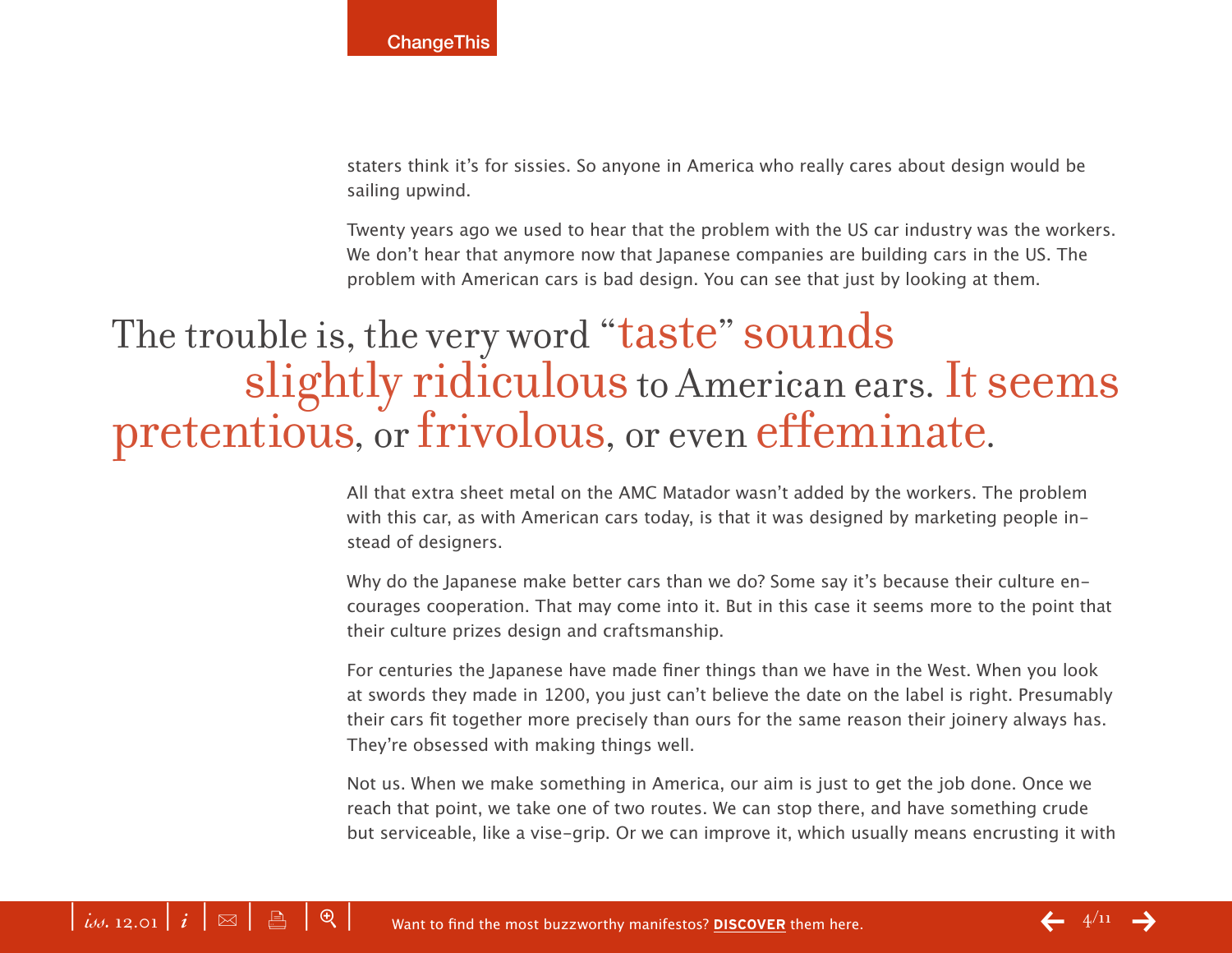staters think it's for sissies. So anyone in America who really cares about design would be sailing upwind.

Twenty years ago we used to hear that the problem with the US car industry was the workers. We don't hear that anymore now that Japanese companies are building cars in the US. The problem with American cars is bad design. You can see that just by looking at them.

> The trouble is, the very word "taste" sounds slightly ridiculous to American ears. It seems pretentious, or frivolous, or even effeminate.

All that extra sheet metal on the AMC Matador wasn't added by the workers. The problem with this car, as with American cars today, is that it was designed by marketing people instead of designers.

Why do the Japanese make better cars than we do? Some say it's because their culture encourages cooperation. That may come into it. But in this case it seems more to the point that their culture prizes design and craftsmanship.

For centuries the Japanese have made finer things than we have in the West. When you look at swords they made in 1200, you just can't believe the date on the label is right. Presumably their cars fit together more precisely than ours for the same reason their joinery always has. They're obsessed with making things well.

Not us. When we make something in America, our aim is just to get the job done. Once we reach that point, we take one of two routes. We can stop there, and have something crude but serviceable, like a vise-grip. Or we can improve it, which usually means encrusting it with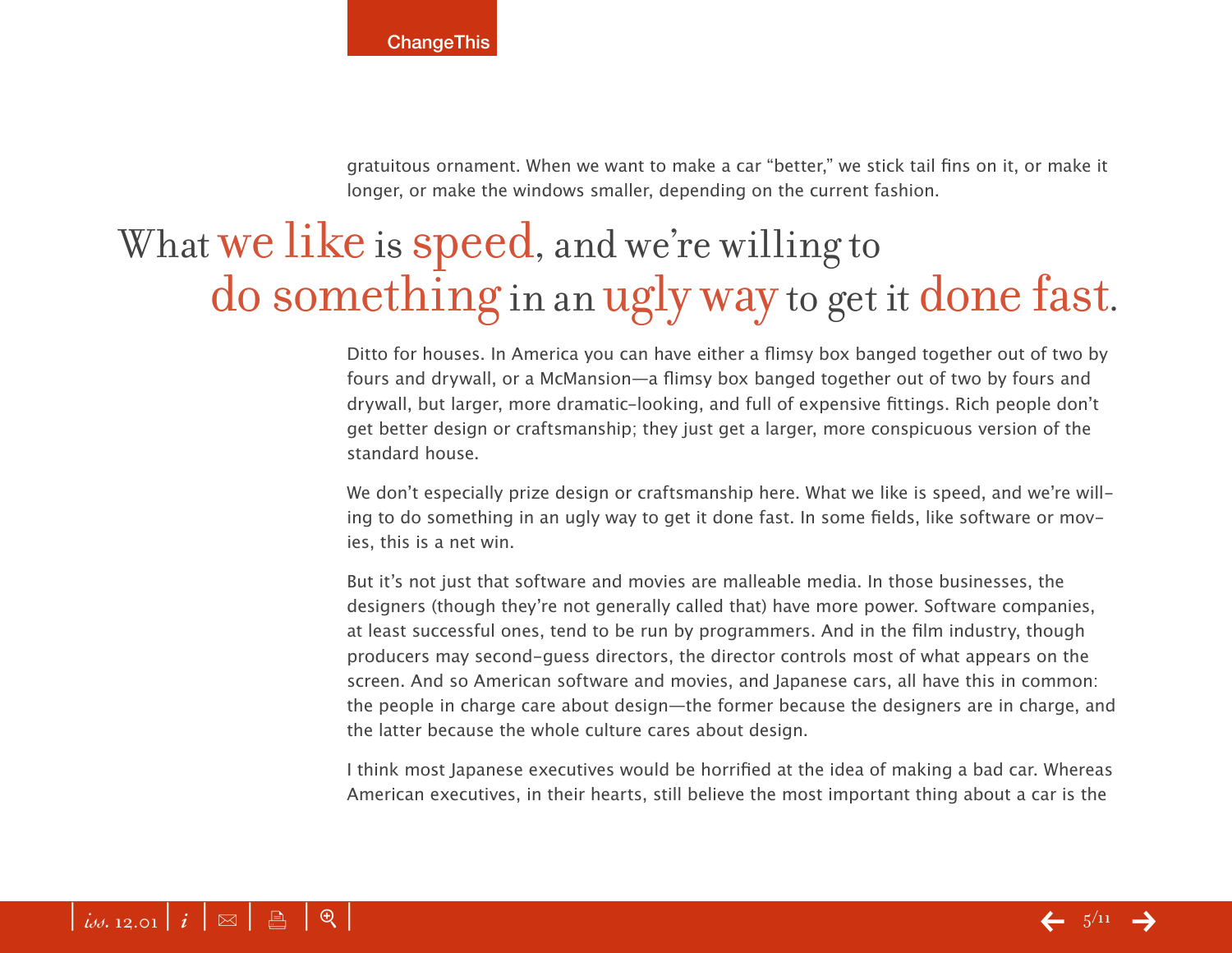gratuitous ornament. When we want to make a car “better,” we stick tail fins on it, or make it longer, or make the windows smaller, depending on the current fashion.

> What we like is speed, and we’re willing to do something in an ugly way to get it done fast.

Ditto for houses. In America you can have either a flimsy box banged together out of two by fours and drywall, or a McMansion—a flimsy box banged together out of two by fours and drywall, but larger, more dramatic-looking, and full of expensive fittings. Rich people don’t get better design or craftsmanship; they just get a larger, more conspicuous version of the standard house.

We don’t especially prize design or craftsmanship here. What we like is speed, and we’re willing to do something in an ugly way to get it done fast. In some fields, like software or movies, this is a net win.

But it’s not just that software and movies are malleable media. In those businesses, the designers (though they’re not generally called that) have more power. Software companies, at least successful ones, tend to be run by programmers. And in the film industry, though producers may second-guess directors, the director controls most of what appears on the screen. And so American software and movies, and Japanese cars, all have this in common: the people in charge care about design—the former because the designers are in charge, and the latter because the whole culture cares about design.

I think most Japanese executives would be horrified at the idea of making a bad car. Whereas American executives, in their hearts, still believe the most important thing about a car is the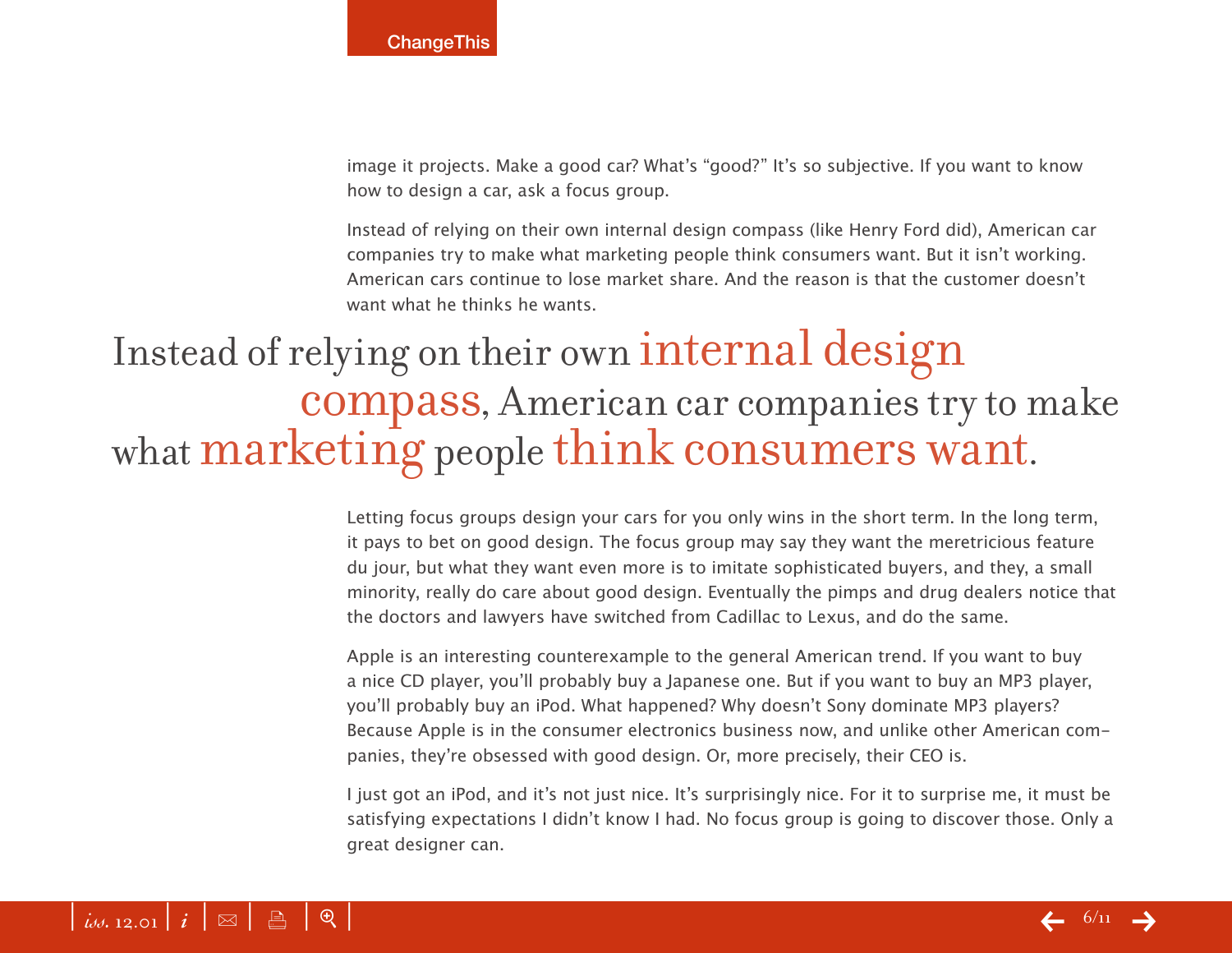image it projects. Make a good car? What's "good?" It's so subjective. If you want to know how to design a car, ask a focus group.

Instead of relying on their own internal design compass (like Henry Ford did), American car companies try to make what marketing people think consumers want. But it isn't working. American cars continue to lose market share. And the reason is that the customer doesn't want what he thinks he wants.

> Instead of relying on their own **internal design compass**, American car companies try to make what **marketing** people **think consumers want**.

Letting focus groups design your cars for you only wins in the short term. In the long term, it pays to bet on good design. The focus group may say they want the meretricious feature du jour, but what they want even more is to imitate sophisticated buyers, and they, a small minority, really do care about good design. Eventually the pimps and drug dealers notice that the doctors and lawyers have switched from Cadillac to Lexus, and do the same.

Apple is an interesting counterexample to the general American trend. If you want to buy a nice CD player, you'll probably buy a Japanese one. But if you want to buy an MP3 player, you'll probably buy an iPod. What happened? Why doesn't Sony dominate MP3 players? Because Apple is in the consumer electronics business now, and unlike other American companies, they're obsessed with good design. Or, more precisely, their CEO is.

I just got an iPod, and it's not just nice. It's surprisingly nice. For it to surprise me, it must be satisfying expectations I didn't know I had. No focus group is going to discover those. Only a great designer can.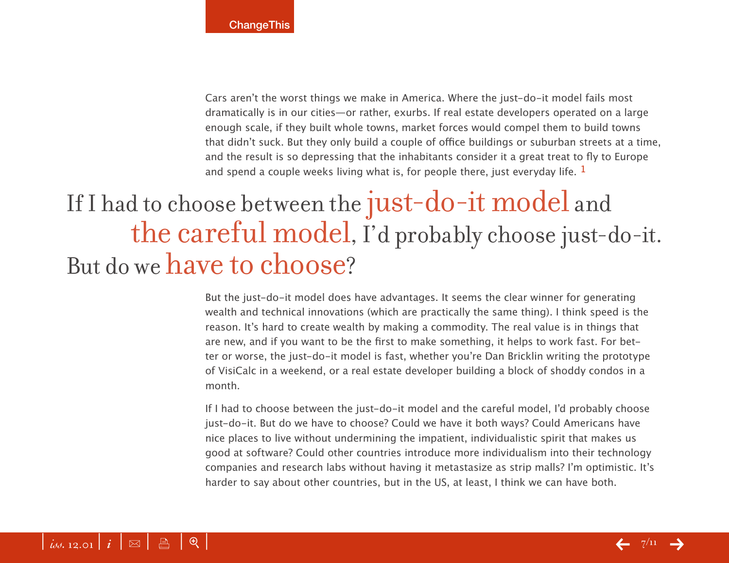Cars aren't the worst things we make in America. Where the just-do-it model fails most dramatically is in our cities—or rather, exurbs. If real estate developers operated on a large enough scale, if they built whole towns, market forces would compel them to build towns that didn't suck. But they only build a couple of office buildings or suburban streets at a time, and the result is so depressing that the inhabitants consider it a great treat to fly to Europe and spend a couple weeks living what is, for people there, just everyday life. [1]

> If I had to choose between the **just-do-it model** and **the careful model**, I'd probably choose just-do-it. But do we **have to choose**?

But the just-do-it model does have advantages. It seems the clear winner for generating wealth and technical innovations (which are practically the same thing). I think speed is the reason. It's hard to create wealth by making a commodity. The real value is in things that are new, and if you want to be the first to make something, it helps to work fast. For better or worse, the just-do-it model is fast, whether you're Dan Bricklin writing the prototype of VisiCalc in a weekend, or a real estate developer building a block of shoddy condos in a month.

If I had to choose between the just-do-it model and the careful model, I'd probably choose just-do-it. But do we have to choose? Could we have it both ways? Could Americans have nice places to live without undermining the impatient, individualistic spirit that makes us good at software? Could other countries introduce more individualism into their technology companies and research labs without having it metastasize as strip malls? I'm optimistic. It's harder to say about other countries, but in the US, at least, I think we can have both.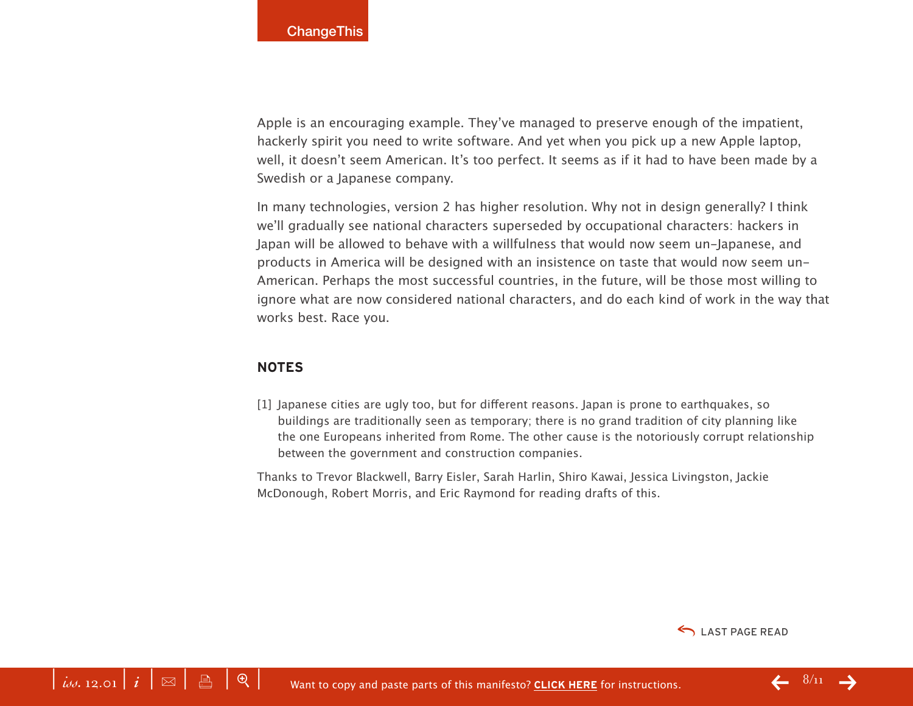Apple is an encouraging example. They've managed to preserve enough of the impatient, hackerly spirit you need to write software. And yet when you pick up a new Apple laptop, well, it doesn't seem American. It's too perfect. It seems as if it had to have been made by a Swedish or a Japanese company.

In many technologies, version 2 has higher resolution. Why not in design generally? I think we'll gradually see national characters superseded by occupational characters: hackers in Japan will be allowed to behave with a willfulness that would now seem un-Japanese, and products in America will be designed with an insistence on taste that would now seem un-American. Perhaps the most successful countries, in the future, will be those most willing to ignore what are now considered national characters, and do each kind of work in the way that works best. Race you.

## NOTES

[1] Japanese cities are ugly too, but for different reasons. Japan is prone to earthquakes, so buildings are traditionally seen as temporary; there is no grand tradition of city planning like the one Europeans inherited from Rome. The other cause is the notoriously corrupt relationship between the government and construction companies.

Thanks to Trevor Blackwell, Barry Eisler, Sarah Harlin, Shiro Kawai, Jessica Livingston, Jackie McDonough, Robert Morris, and Eric Raymond for reading drafts of this.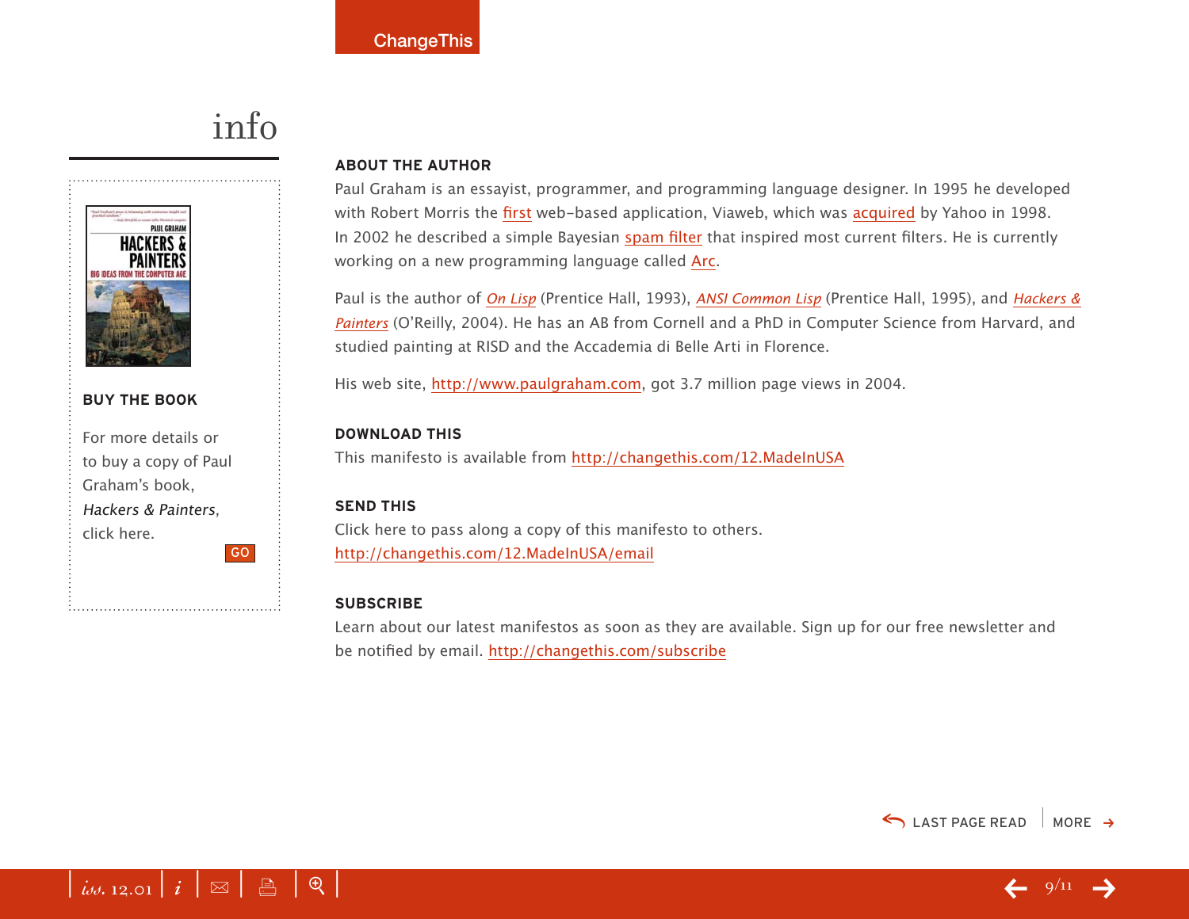# info

**BUY THE BOOK**

For more details or to buy a copy of Paul Graham's book, *Hackers & Painters*, click here.

GO

**ABOUT THE AUTHOR**

Paul Graham is an essayist, programmer, and programming language designer. In 1995 he developed with Robert Morris the first web-based application, Viaweb, which was acquired by Yahoo in 1998. In 2002 he described a simple Bayesian spam filter that inspired most current filters. He is currently working on a new programming language called Arc.

Paul is the author of *On Lisp* (Prentice Hall, 1993), *ANSI Common Lisp* (Prentice Hall, 1995), and *Hackers & Painters* (O'Reilly, 2004). He has an AB from Cornell and a PhD in Computer Science from Harvard, and studied painting at RISD and the Accademia di Belle Arti in Florence.

His web site, http://www.paulgraham.com, got 3.7 million page views in 2004.

**DOWNLOAD THIS**

This manifesto is available from http://changethis.com/12.MadeInUSA

**SEND THIS**

Click here to pass along a copy of this manifesto to others.
http://changethis.com/12.MadeInUSA/email

**SUBSCRIBE**

Learn about our latest manifestos as soon as they are available. Sign up for our free newsletter and be notified by email. http://changethis.com/subscribe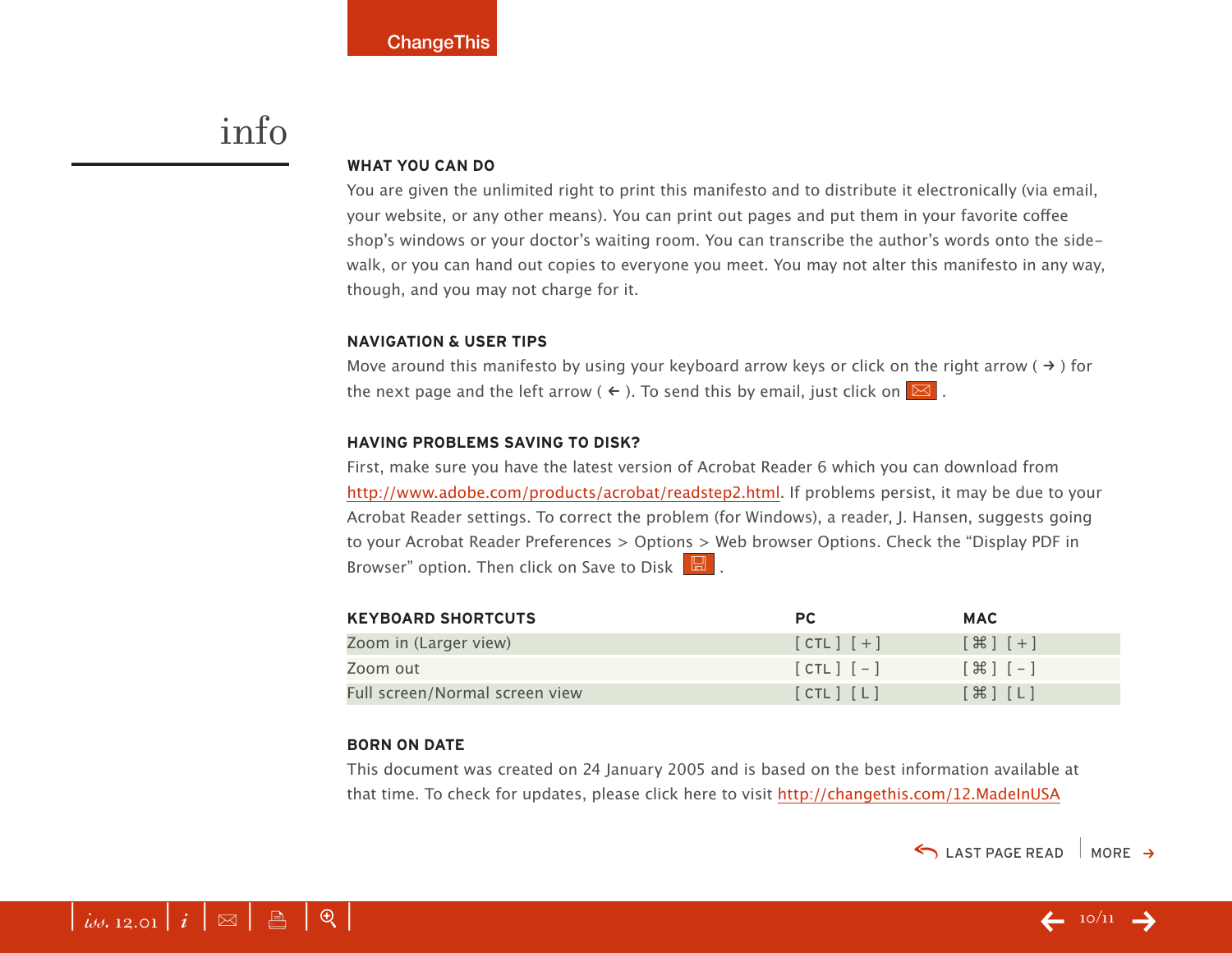# info

## WHAT YOU CAN DO

You are given the unlimited right to print this manifesto and to distribute it electronically (via email, your website, or any other means). You can print out pages and put them in your favorite coffee shop's windows or your doctor's waiting room. You can transcribe the author's words onto the side-walk, or you can hand out copies to everyone you meet. You may not alter this manifesto in any way, though, and you may not charge for it.

## NAVIGATION & USER TIPS

Move around this manifesto by using your keyboard arrow keys or click on the right arrow ( → ) for the next page and the left arrow ( ← ). To send this by email, just click on ✉ .

## HAVING PROBLEMS SAVING TO DISK?

First, make sure you have the latest version of Acrobat Reader 6 which you can download from http://www.adobe.com/products/acrobat/readstep2.html. If problems persist, it may be due to your Acrobat Reader settings. To correct the problem (for Windows), a reader, J. Hansen, suggests going to your Acrobat Reader Preferences > Options > Web browser Options. Check the "Display PDF in Browser" option. Then click on Save to Disk .

| KEYBOARD SHORTCUTS | PC | MAC |
|---|---|---|
| Zoom in (Larger view) | [ CTL ] [ + ] | [ ⌘ ] [ + ] |
| Zoom out | [ CTL ] [ - ] | [ ⌘ ] [ - ] |
| Full screen/Normal screen view | [ CTL ] [ L ] | [ ⌘ ] [ L ] |

## BORN ON DATE

This document was created on 24 January 2005 and is based on the best information available at that time. To check for updates, please click here to visit http://changethis.com/12.MadeInUSA

LAST PAGE READ | MORE →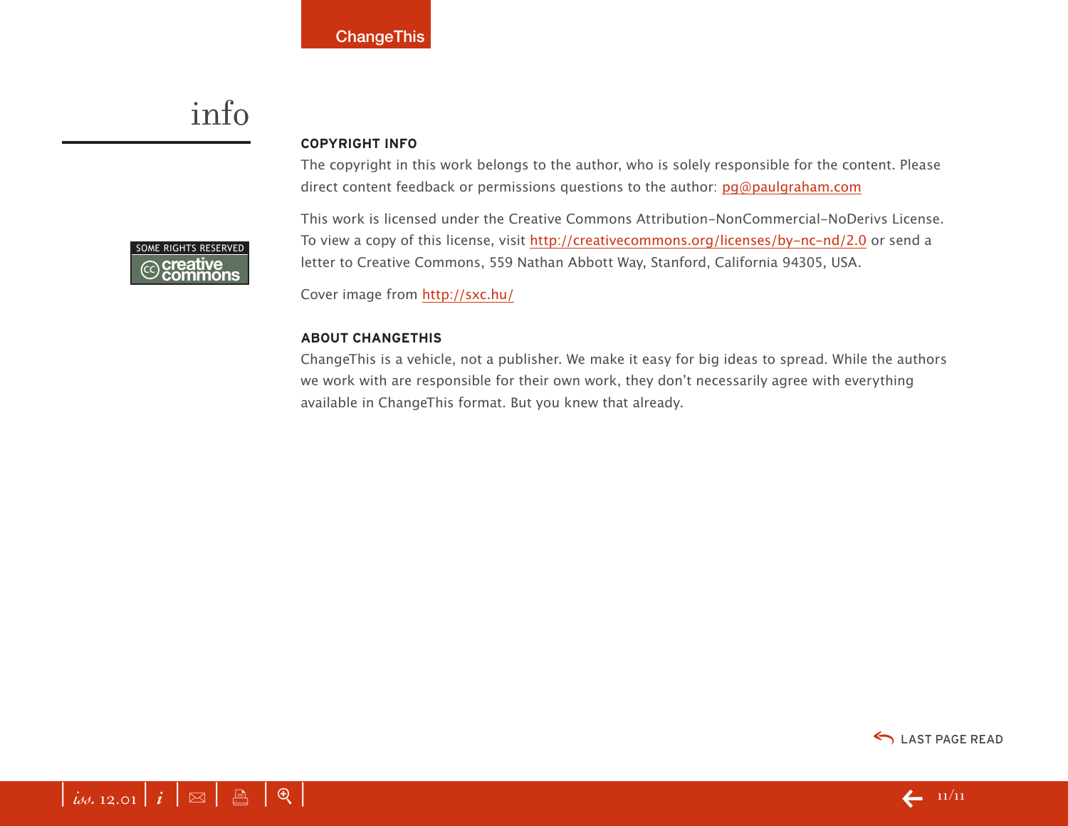# info

**COPYRIGHT INFO**

The copyright in this work belongs to the author, who is solely responsible for the content. Please direct content feedback or permissions questions to the author: pg@paulgraham.com

SOME RIGHTS RESERVED
creative commons

This work is licensed under the Creative Commons Attribution-NonCommercial-NoDerivs License. To view a copy of this license, visit http://creativecommons.org/licenses/by-nc-nd/2.0 or send a letter to Creative Commons, 559 Nathan Abbott Way, Stanford, California 94305, USA.

Cover image from http://sxc.hu/

**ABOUT CHANGETHIS**

ChangeThis is a vehicle, not a publisher. We make it easy for big ideas to spread. While the authors we work with are responsible for their own work, they don't necessarily agree with everything available in ChangeThis format. But you knew that already.